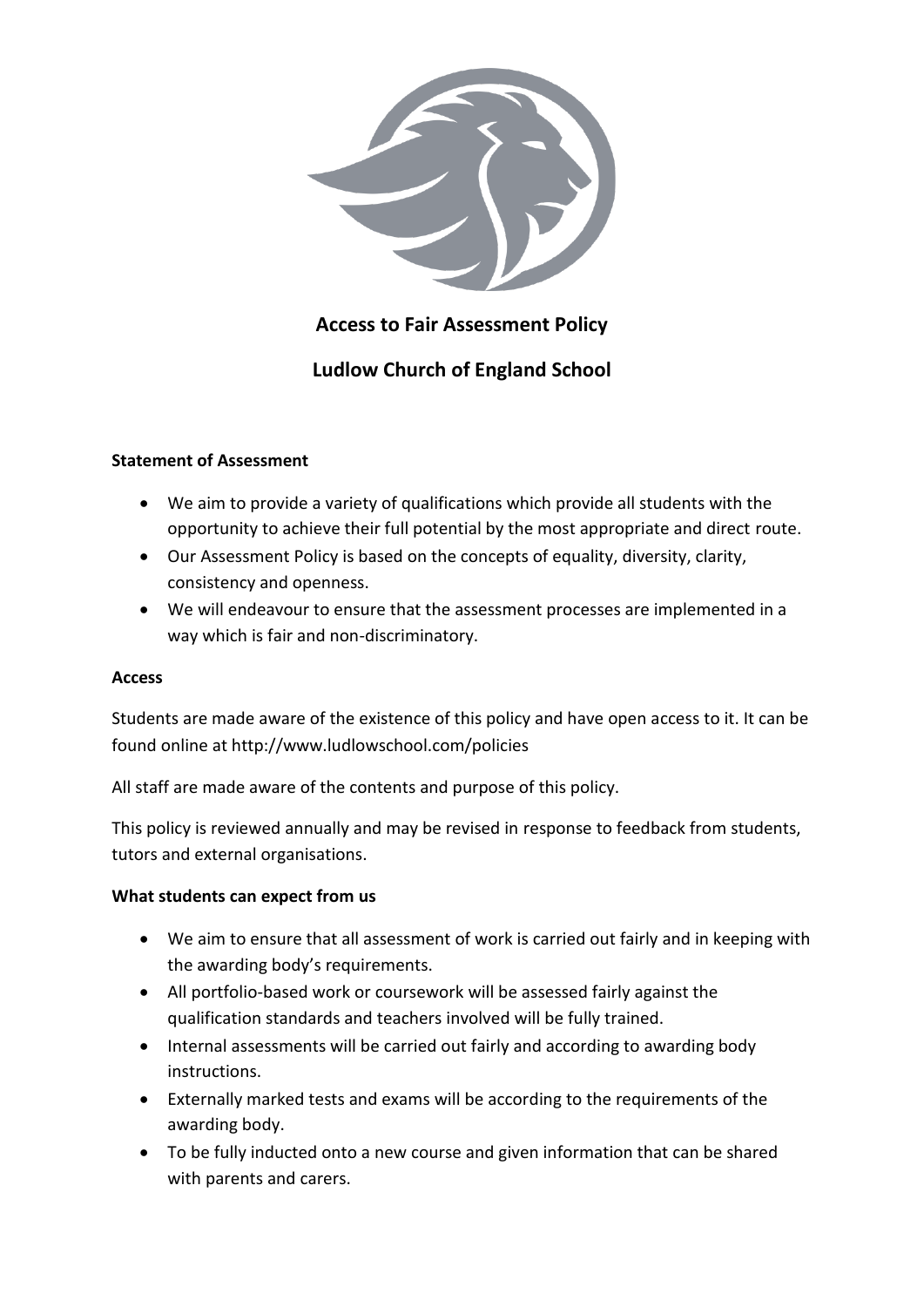# Access to Fair Assessment Policy

## Ludlow Church of England School

**Statement of Assessment**

- We aim to provide a variety of qualifications which provide all students with the opportunity to achieve their full potential by the most appropriate and direct route.
- Our Assessment Policy is based on the concepts of equality, diversity, clarity, consistency and openness.
- We will endeavour to ensure that the assessment processes are implemented in a way which is fair and non-discriminatory.

**Access**

Students are made aware of the existence of this policy and have open access to it. It can be found online at http://www.ludlowschool.com/policies

All staff are made aware of the contents and purpose of this policy.

This policy is reviewed annually and may be revised in response to feedback from students, tutors and external organisations.

**What students can expect from us**

- We aim to ensure that all assessment of work is carried out fairly and in keeping with the awarding body's requirements.
- All portfolio-based work or coursework will be assessed fairly against the qualification standards and teachers involved will be fully trained.
- Internal assessments will be carried out fairly and according to awarding body instructions.
- Externally marked tests and exams will be according to the requirements of the awarding body.
- To be fully inducted onto a new course and given information that can be shared with parents and carers.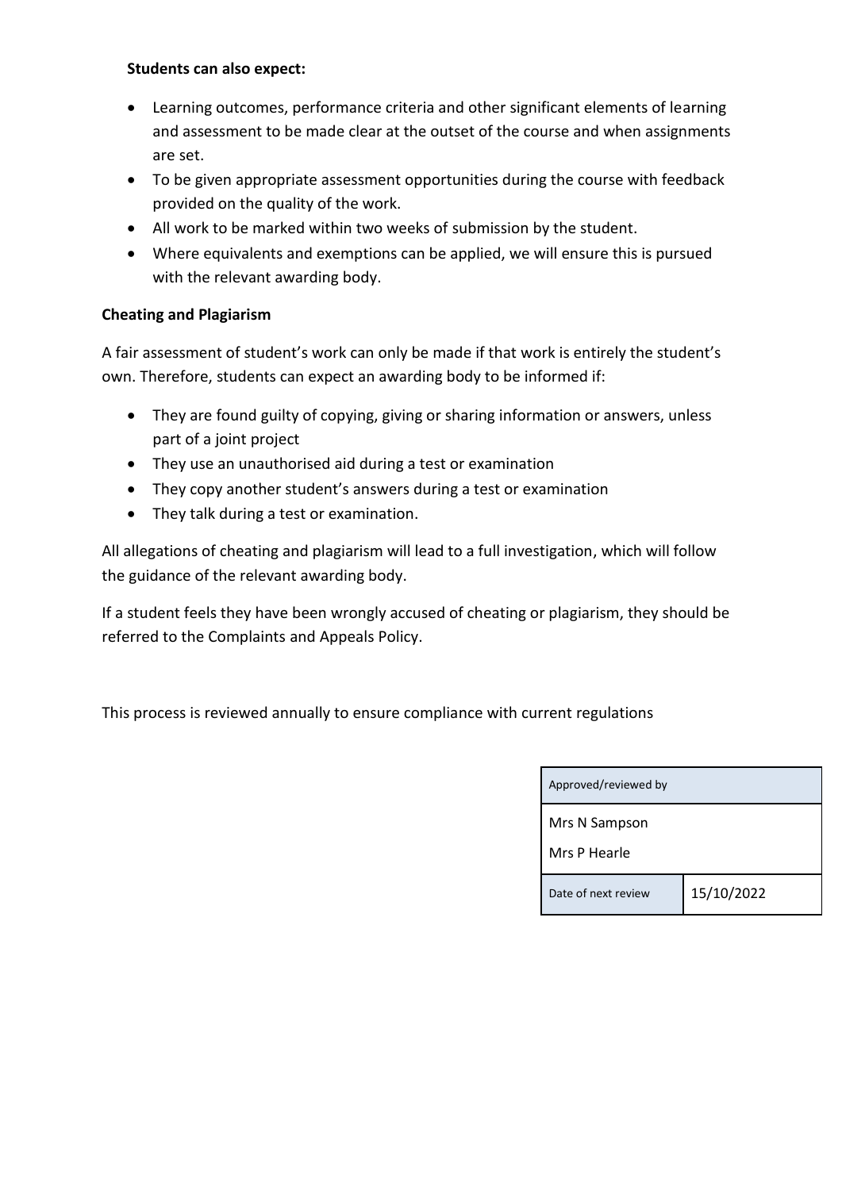**Students can also expect:**

- Learning outcomes, performance criteria and other significant elements of learning and assessment to be made clear at the outset of the course and when assignments are set.
- To be given appropriate assessment opportunities during the course with feedback provided on the quality of the work.
- All work to be marked within two weeks of submission by the student.
- Where equivalents and exemptions can be applied, we will ensure this is pursued with the relevant awarding body.

**Cheating and Plagiarism**

A fair assessment of student's work can only be made if that work is entirely the student's own. Therefore, students can expect an awarding body to be informed if:

- They are found guilty of copying, giving or sharing information or answers, unless part of a joint project
- They use an unauthorised aid during a test or examination
- They copy another student's answers during a test or examination
- They talk during a test or examination.

All allegations of cheating and plagiarism will lead to a full investigation, which will follow the guidance of the relevant awarding body.

If a student feels they have been wrongly accused of cheating or plagiarism, they should be referred to the Complaints and Appeals Policy.

This process is reviewed annually to ensure compliance with current regulations

| Approved/reviewed by | |
|---|---|
| Mrs N Sampson<br>Mrs P Hearle | |
| Date of next review | 15/10/2022 |